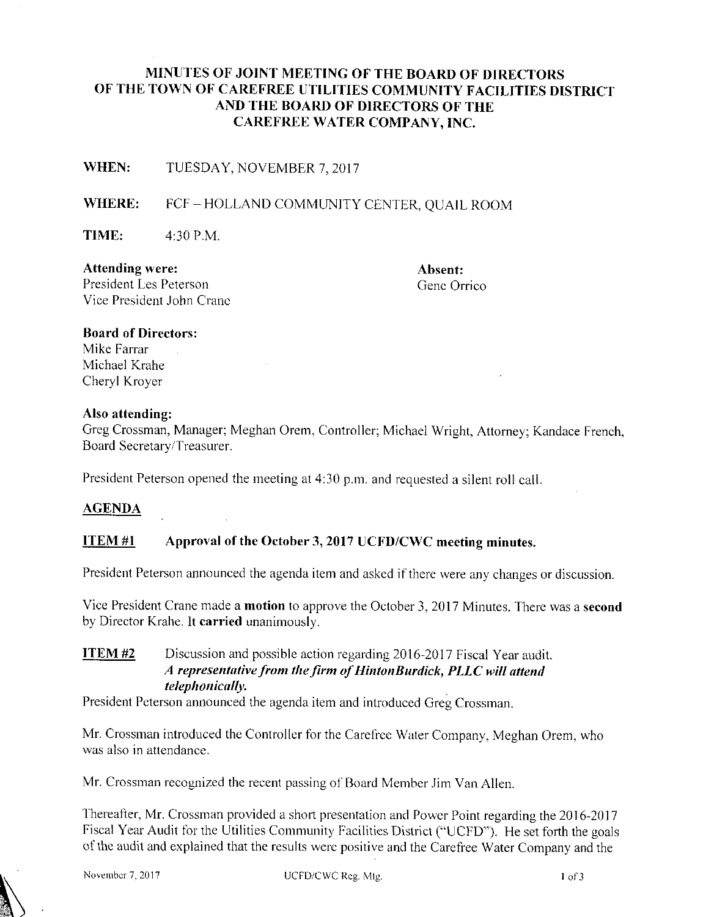# MINUTES OF JOINT MEETING OF THE BOARD OF DIRECTORS OF THE TOWN OF CAREFREE UTILITIES COMMUNITY FACILITIES DISTRICT AND THE BOARD OF DIRECTORS OF THE CAREFREE WATER COMPANY, INC.

**WHEN:** TUESDAY, NOVEMBER 7, 2017

**WHERE:** FCF – HOLLAND COMMUNITY CENTER, QUAIL ROOM

**TIME:** 4:30 P.M.

**Attending were:**
President Les Peterson
Vice President John Crane

**Absent:**
Gene Orrico

**Board of Directors:**
Mike Farrar
Michael Krahe
Cheryl Kroyer

**Also attending:**
Greg Crossman, Manager; Meghan Orem, Controller; Michael Wright, Attorney; Kandace French, Board Secretary/Treasurer.

President Peterson opened the meeting at 4:30 p.m. and requested a silent roll call.

## AGENDA

### ITEM #1 Approval of the October 3, 2017 UCFD/CWC meeting minutes.

President Peterson announced the agenda item and asked if there were any changes or discussion.

Vice President Crane made a **motion** to approve the October 3, 2017 Minutes. There was a **second** by Director Krahe. It **carried** unanimously.

### ITEM #2 Discussion and possible action regarding 2016-2017 Fiscal Year audit.

***A representative from the firm of HintonBurdick, PLLC will attend telephonically.***

President Peterson announced the agenda item and introduced Greg Crossman.

Mr. Crossman introduced the Controller for the Carefree Water Company, Meghan Orem, who was also in attendance.

Mr. Crossman recognized the recent passing of Board Member Jim Van Allen.

Thereafter, Mr. Crossman provided a short presentation and Power Point regarding the 2016-2017 Fiscal Year Audit for the Utilities Community Facilities District ("UCFD"). He set forth the goals of the audit and explained that the results were positive and the Carefree Water Company and the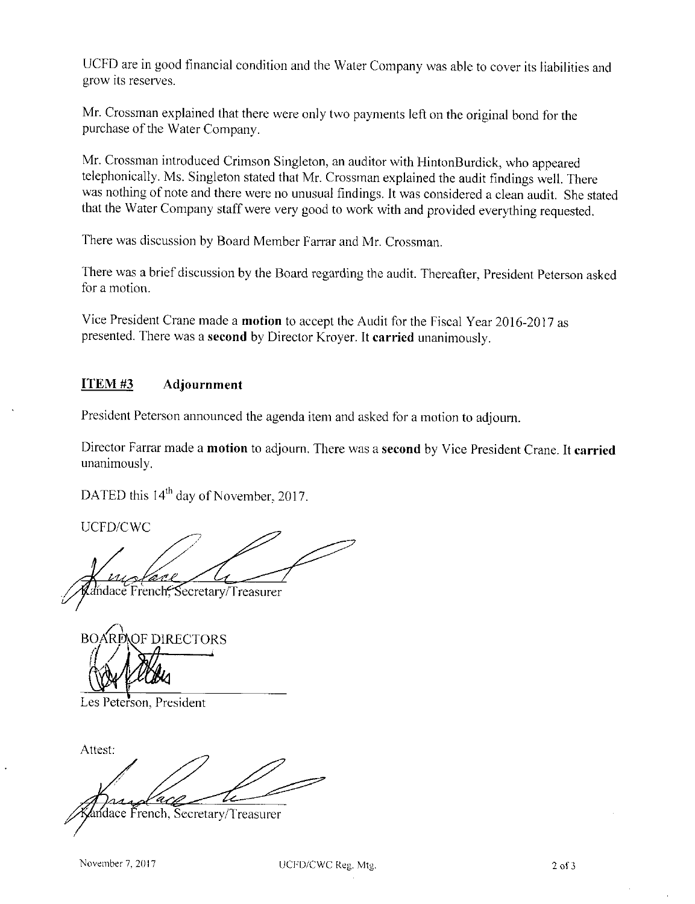UCFD are in good financial condition and the Water Company was able to cover its liabilities and grow its reserves.

Mr. Crossman explained that there were only two payments left on the original bond for the purchase of the Water Company.

Mr. Crossman introduced Crimson Singleton, an auditor with HintonBurdick, who appeared telephonically. Ms. Singleton stated that Mr. Crossman explained the audit findings well. There was nothing of note and there were no unusual findings. It was considered a clean audit. She stated that the Water Company staff were very good to work with and provided everything requested.

There was discussion by Board Member Farrar and Mr. Crossman.

There was a brief discussion by the Board regarding the audit. Thereafter, President Peterson asked for a motion.

Vice President Crane made a **motion** to accept the Audit for the Fiscal Year 2016-2017 as presented. There was a **second** by Director Kroyer. It **carried** unanimously.

## **<u>ITEM #3</u>** Adjournment

President Peterson announced the agenda item and asked for a motion to adjourn.

Director Farrar made a **motion** to adjourn. There was a **second** by Vice President Crane. It **carried** unanimously.

DATED this 14th day of November, 2017.

UCFD/CWC

Kandace French, Secretary/Treasurer

BOARD OF DIRECTORS

Les Peterson, President

Attest:

Kandace French, Secretary/Treasurer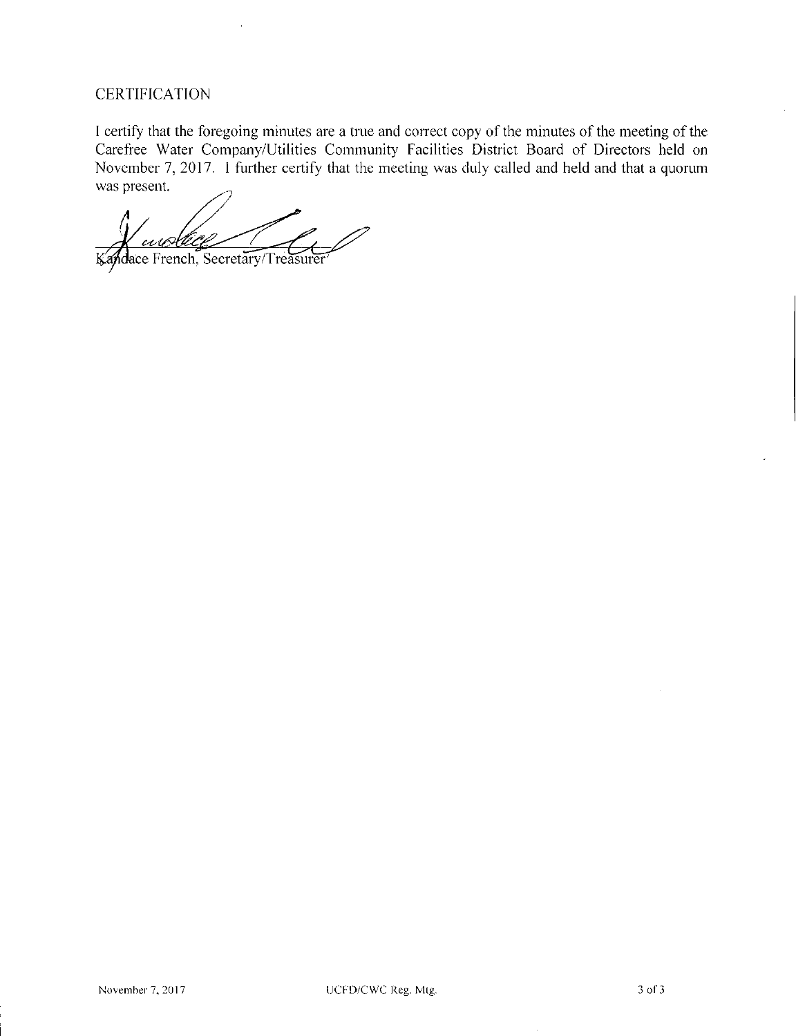CERTIFICATION

I certify that the foregoing minutes are a true and correct copy of the minutes of the meeting of the Carefree Water Company/Utilities Community Facilities District Board of Directors held on November 7, 2017. I further certify that the meeting was duly called and held and that a quorum was present.

Kandace French, Secretary/Treasurer